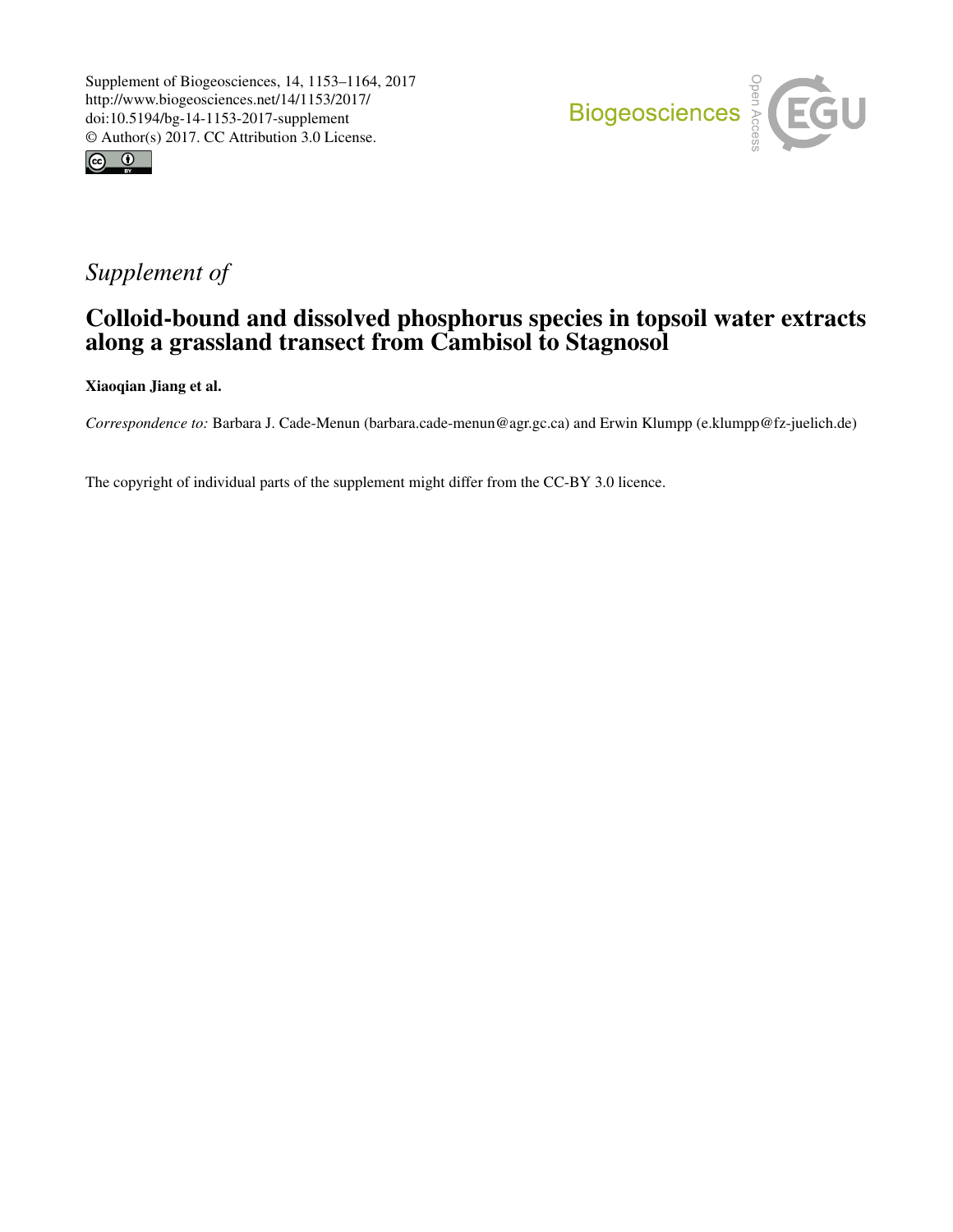Supplement of Biogeosciences, 14, 1153–1164, 2017
http://www.biogeosciences.net/14/1153/2017/
doi:10.5194/bg-14-1153-2017-supplement
© Author(s) 2017. CC Attribution 3.0 License.

*Supplement of*

# Colloid-bound and dissolved phosphorus species in topsoil water extracts along a grassland transect from Cambisol to Stagnosol

**Xiaoqian Jiang et al.**

*Correspondence to:* Barbara J. Cade-Menun (barbara.cade-menun@agr.gc.ca) and Erwin Klumpp (e.klumpp@fz-juelich.de)

The copyright of individual parts of the supplement might differ from the CC-BY 3.0 licence.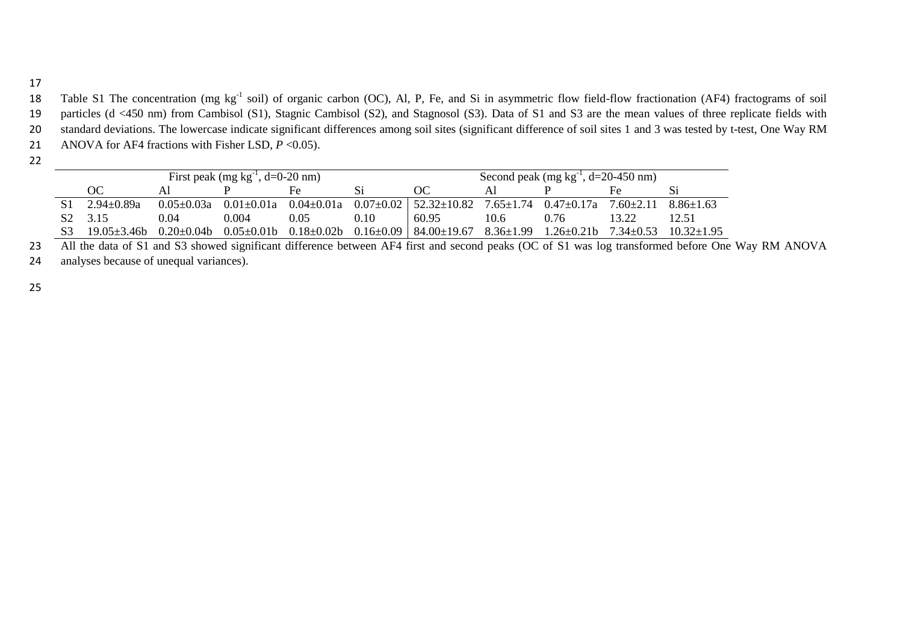Table S1 The concentration (mg $kg^{-1}$ soil) of organic carbon (OC), Al, P, Fe, and Si in asymmetric flow field-flow fractionation (AF4) fractograms of soil particles (d <450 nm) from Cambisol (S1), Stagnic Cambisol (S2), and Stagnosol (S3). Data of S1 and S3 are the mean values of three replicate fields with standard deviations. The lowercase indicate significant differences among soil sites (significant difference of soil sites 1 and 3 was tested by t-test, One Way RM ANOVA for AF4 fractions with Fisher LSD, $P$ <0.05).

| | First peak (mg $kg^{-1}$, d=0-20 nm) | | | | | Second peak (mg $kg^{-1}$, d=20-450 nm) | | | | |
|---|---|---|---|---|---|---|---|---|---|---|
| | OC | Al | P | Fe | Si | OC | Al | P | Fe | Si |
| S1 | 2.94±0.89a | 0.05±0.03a | 0.01±0.01a | 0.04±0.01a | 0.07±0.02 | 52.32±10.82 | 7.65±1.74 | 0.47±0.17a | 7.60±2.11 | 8.86±1.63 |
| S2 | 3.15 | 0.04 | 0.004 | 0.05 | 0.10 | 60.95 | 10.6 | 0.76 | 13.22 | 12.51 |
| S3 | 19.05±3.46b | 0.20±0.04b | 0.05±0.01b | 0.18±0.02b | 0.16±0.09 | 84.00±19.67 | 8.36±1.99 | 1.26±0.21b | 7.34±0.53 | 10.32±1.95 |

All the data of S1 and S3 showed significant difference between AF4 first and second peaks (OC of S1 was log transformed before One Way RM ANOVA analyses because of unequal variances).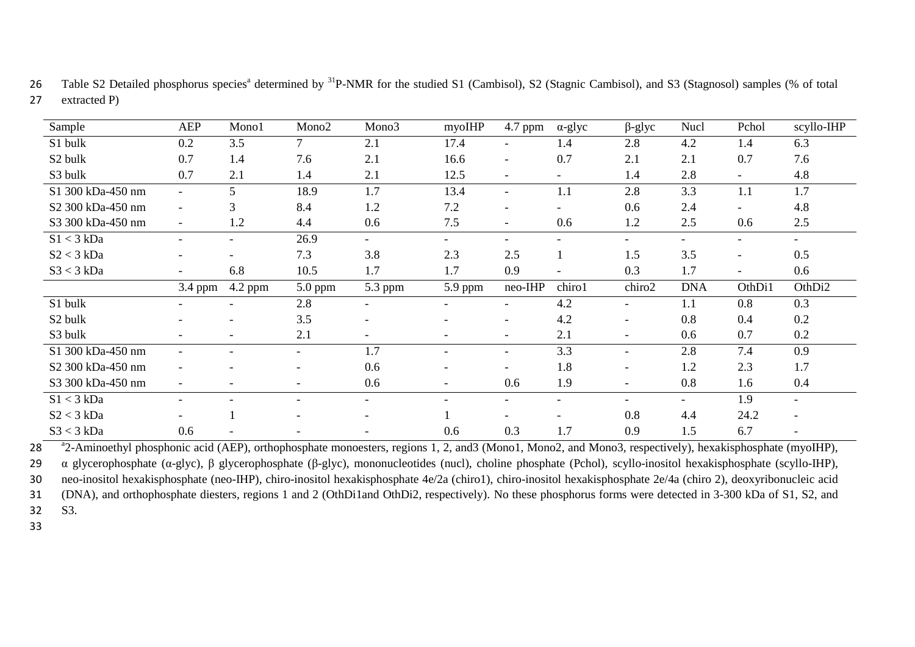Table S2 Detailed phosphorus species[a] determined by $^{31}$P-NMR for the studied S1 (Cambisol), S2 (Stagnic Cambisol), and S3 (Stagnosol) samples (% of total extracted P)

| Sample | AEP | Mono1 | Mono2 | Mono3 | myoIHP | 4.7 ppm | α-glyc | β-glyc | Nucl | Pchol | scyllo-IHP |
|---|---|---|---|---|---|---|---|---|---|---|---|
| S1 bulk | 0.2 | 3.5 | 7 | 2.1 | 17.4 | - | 1.4 | 2.8 | 4.2 | 1.4 | 6.3 |
| S2 bulk | 0.7 | 1.4 | 7.6 | 2.1 | 16.6 | - | 0.7 | 2.1 | 2.1 | 0.7 | 7.6 |
| S3 bulk | 0.7 | 2.1 | 1.4 | 2.1 | 12.5 | - | - | 1.4 | 2.8 | - | 4.8 |
| S1 300 kDa-450 nm | - | 5 | 18.9 | 1.7 | 13.4 | - | 1.1 | 2.8 | 3.3 | 1.1 | 1.7 |
| S2 300 kDa-450 nm | - | 3 | 8.4 | 1.2 | 7.2 | - | - | 0.6 | 2.4 | - | 4.8 |
| S3 300 kDa-450 nm | - | 1.2 | 4.4 | 0.6 | 7.5 | - | 0.6 | 1.2 | 2.5 | 0.6 | 2.5 |
| S1 < 3 kDa | - | - | 26.9 | - | - | - | - | - | - | - | - |
| S2 < 3 kDa | - | - | 7.3 | 3.8 | 2.3 | 2.5 | 1 | 1.5 | 3.5 | - | 0.5 |
| S3 < 3 kDa | - | 6.8 | 10.5 | 1.7 | 1.7 | 0.9 | - | 0.3 | 1.7 | - | 0.6 |
| | 3.4 ppm | 4.2 ppm | 5.0 ppm | 5.3 ppm | 5.9 ppm | neo-IHP | chiro1 | chiro2 | DNA | OthDi1 | OthDi2 |
| S1 bulk | - | - | 2.8 | - | - | - | 4.2 | - | 1.1 | 0.8 | 0.3 |
| S2 bulk | - | - | 3.5 | - | - | - | 4.2 | - | 0.8 | 0.4 | 0.2 |
| S3 bulk | - | - | 2.1 | - | - | - | 2.1 | - | 0.6 | 0.7 | 0.2 |
| S1 300 kDa-450 nm | - | - | - | 1.7 | - | - | 3.3 | - | 2.8 | 7.4 | 0.9 |
| S2 300 kDa-450 nm | - | - | - | 0.6 | - | - | 1.8 | - | 1.2 | 2.3 | 1.7 |
| S3 300 kDa-450 nm | - | - | - | 0.6 | - | 0.6 | 1.9 | - | 0.8 | 1.6 | 0.4 |
| S1 < 3 kDa | - | - | - | - | - | - | - | - | - | 1.9 | - |
| S2 < 3 kDa | - | 1 | - | - | 1 | - | - | 0.8 | 4.4 | 24.2 | - |
| S3 < 3 kDa | 0.6 | - | - | - | 0.6 | 0.3 | 1.7 | 0.9 | 1.5 | 6.7 | - |

[a]2-Aminoethyl phosphonic acid (AEP), orthophosphate monoesters, regions 1, 2, and3 (Mono1, Mono2, and Mono3, respectively), hexakisphosphate (myoIHP), α glycerophosphate (α-glyc), β glycerophosphate (β-glyc), mononucleotides (nucl), choline phosphate (Pchol), scyllo-inositol hexakisphosphate (scyllo-IHP), neo-inositol hexakisphosphate (neo-IHP), chiro-inositol hexakisphosphate 4e/2a (chiro1), chiro-inositol hexakisphosphate 2e/4a (chiro 2), deoxyribonucleic acid (DNA), and orthophosphate diesters, regions 1 and 2 (OthDi1and OthDi2, respectively). No these phosphorus forms were detected in 3-300 kDa of S1, S2, and S3.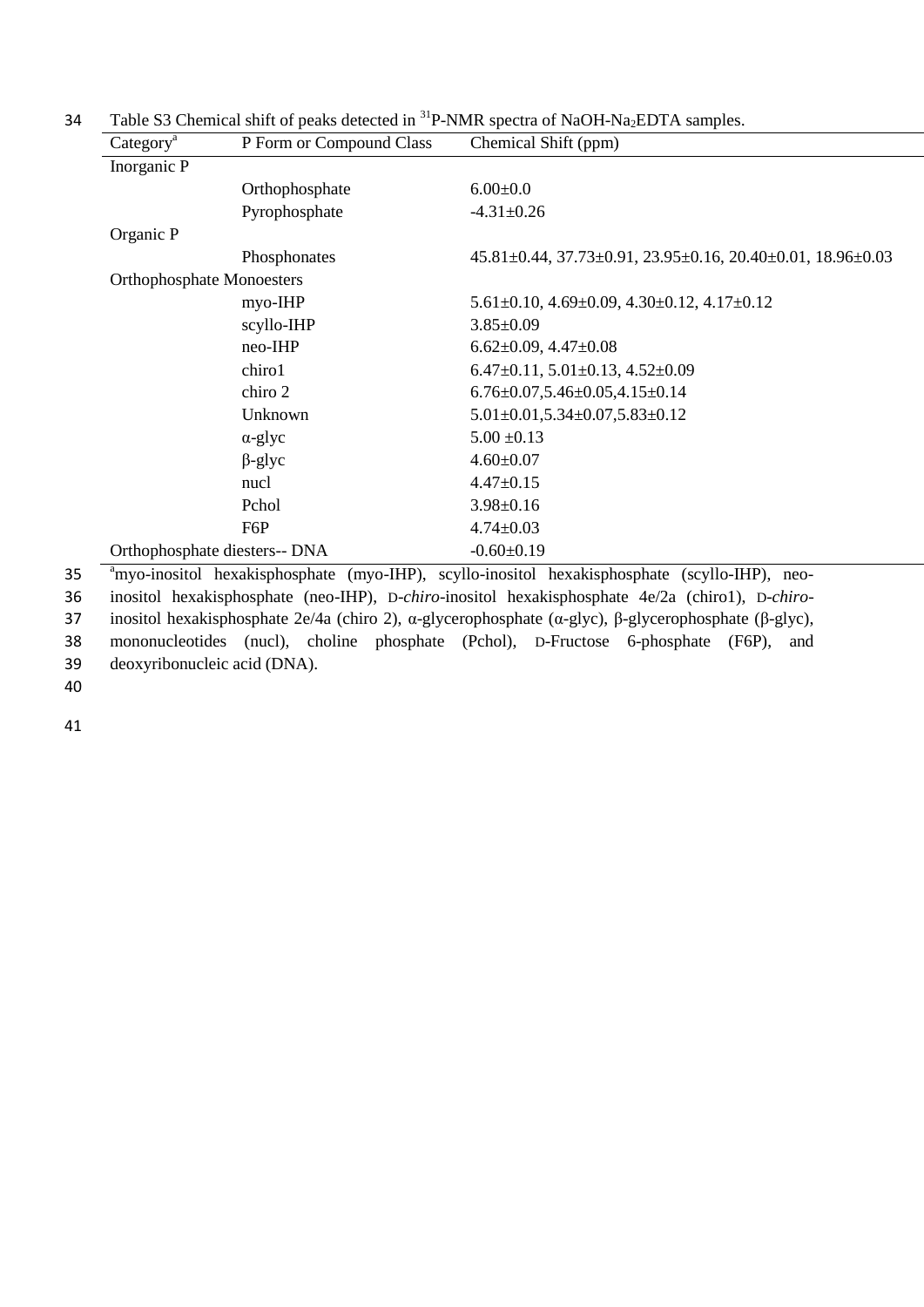Table S3 Chemical shift of peaks detected in $^{31}$P-NMR spectra of NaOH-$Na_2$EDTA samples.

| Category[a] | P Form or Compound Class | Chemical Shift (ppm) |
|---|---|---|
| Inorganic P | | |
| | Orthophosphate | 6.00±0.0 |
| | Pyrophosphate | -4.31±0.26 |
| Organic P | | |
| | Phosphonates | 45.81±0.44, 37.73±0.91, 23.95±0.16, 20.40±0.01, 18.96±0.03 |
| Orthophosphate Monoesters | | |
| | myo-IHP | 5.61±0.10, 4.69±0.09, 4.30±0.12, 4.17±0.12 |
| | scyllo-IHP | 3.85±0.09 |
| | neo-IHP | 6.62±0.09, 4.47±0.08 |
| | chiro1 | 6.47±0.11, 5.01±0.13, 4.52±0.09 |
| | chiro 2 | 6.76±0.07,5.46±0.05,4.15±0.14 |
| | Unknown | 5.01±0.01,5.34±0.07,5.83±0.12 |
| | α-glyc | 5.00 ±0.13 |
| | β-glyc | 4.60±0.07 |
| | nucl | 4.47±0.15 |
| | Pchol | 3.98±0.16 |
| | F6P | 4.74±0.03 |
| Orthophosphate diesters-- DNA | | -0.60±0.19 |

[a]myo-inositol hexakisphosphate (myo-IHP), scyllo-inositol hexakisphosphate (scyllo-IHP), neo-inositol hexakisphosphate (neo-IHP), D-*chiro*-inositol hexakisphosphate 4e/2a (chiro1), D-*chiro*-inositol hexakisphosphate 2e/4a (chiro 2), α-glycerophosphate (α-glyc), β-glycerophosphate (β-glyc), mononucleotides (nucl), choline phosphate (Pchol), D-Fructose 6-phosphate (F6P), and deoxyribonucleic acid (DNA).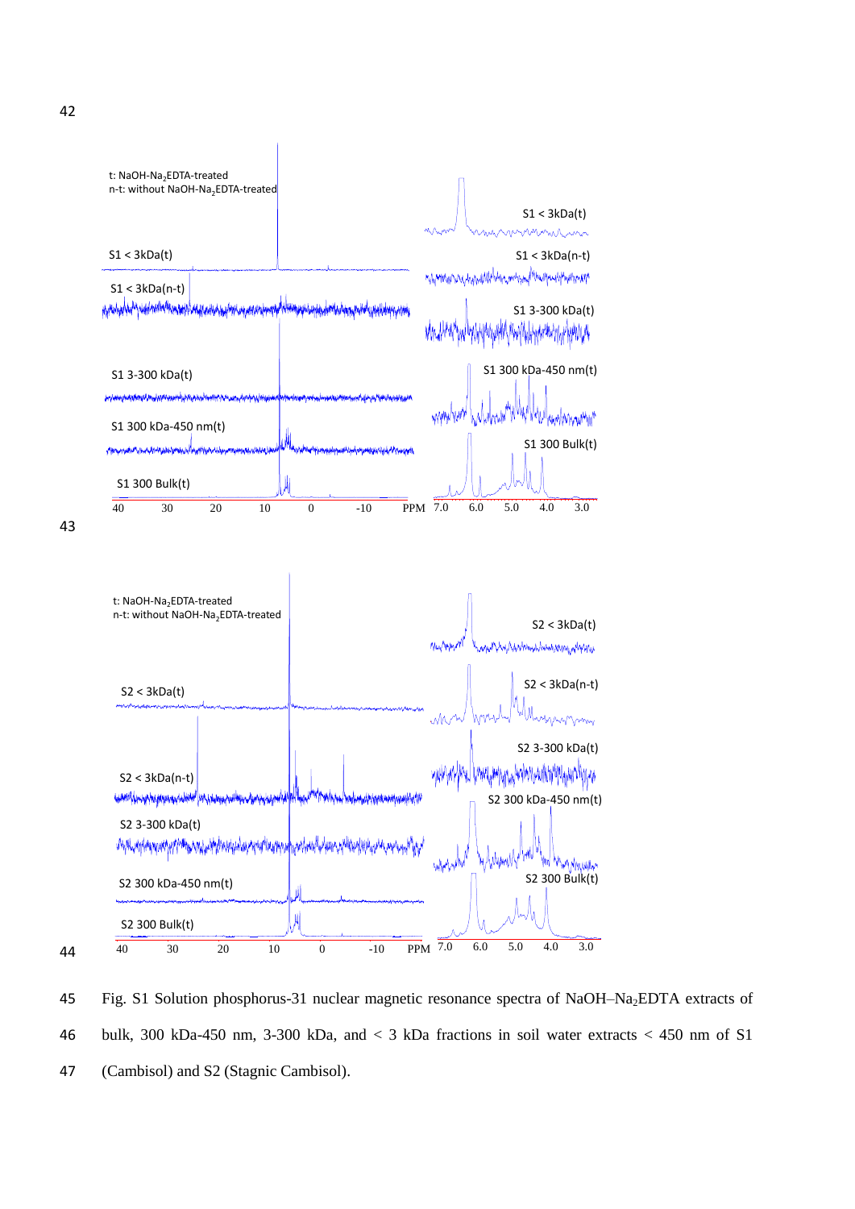t: NaOH-Na$_2$EDTA-treated
n-t: without NaOH-Na$_2$EDTA-treated

S1 < 3kDa(t)
S1 < 3kDa(n-t)
S1 3-300 kDa(t)
S1 300 kDa-450 nm(t)
S1 300 Bulk(t)

40 30 20 10 0 -10 PPM 7.0 6.0 5.0 4.0 3.0

t: NaOH-Na$_2$EDTA-treated
n-t: without NaOH-Na$_2$EDTA-treated

S2 < 3kDa(t)
S2 < 3kDa(n-t)
S2 3-300 kDa(t)
S2 300 kDa-450 nm(t)
S2 300 Bulk(t)

40 30 20 10 0 -10 PPM 7.0 6.0 5.0 4.0 3.0

Fig. S1 Solution phosphorus-31 nuclear magnetic resonance spectra of NaOH–Na$_2$EDTA extracts of bulk, 300 kDa-450 nm, 3-300 kDa, and < 3 kDa fractions in soil water extracts < 450 nm of S1 (Cambisol) and S2 (Stagnic Cambisol).